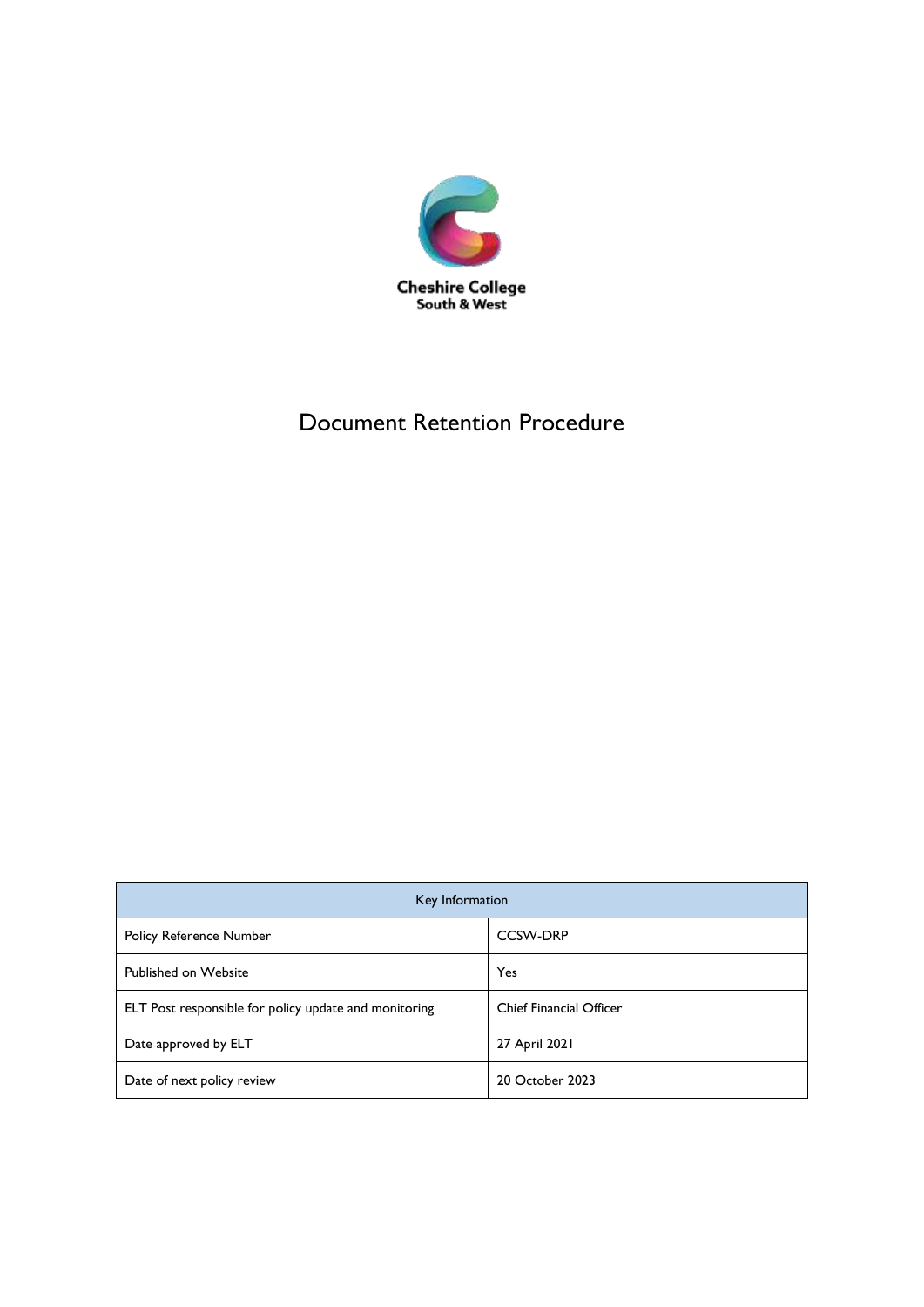Cheshire College
South & West

# Document Retention Procedure

| Key Information | |
|---|---|
| Policy Reference Number | CCSW-DRP |
| Published on Website | Yes |
| ELT Post responsible for policy update and monitoring | Chief Financial Officer |
| Date approved by ELT | 27 April 2021 |
| Date of next policy review | 20 October 2023 |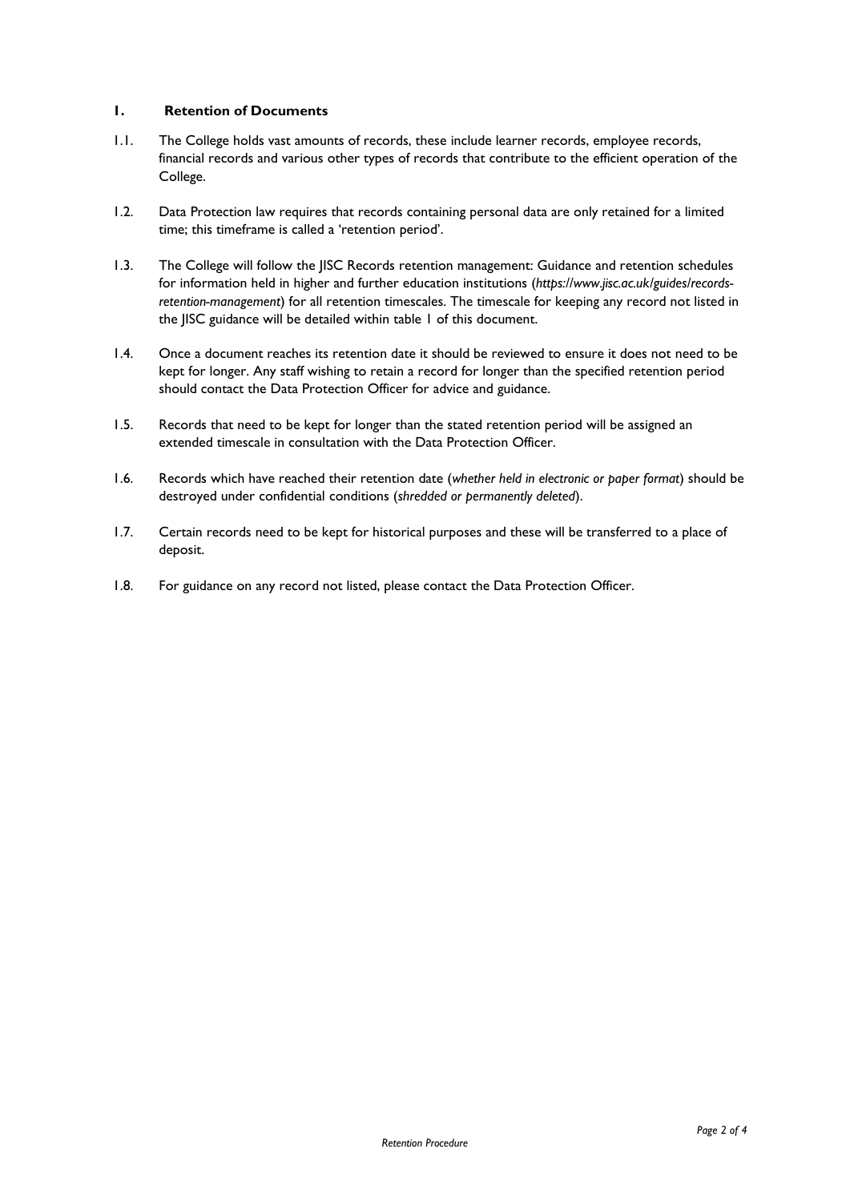## 1. Retention of Documents

1.1. The College holds vast amounts of records, these include learner records, employee records, financial records and various other types of records that contribute to the efficient operation of the College.

1.2. Data Protection law requires that records containing personal data are only retained for a limited time; this timeframe is called a 'retention period'.

1.3. The College will follow the JISC Records retention management: Guidance and retention schedules for information held in higher and further education institutions (*https://www.jisc.ac.uk/guides/records-retention-management*) for all retention timescales. The timescale for keeping any record not listed in the JISC guidance will be detailed within table 1 of this document.

1.4. Once a document reaches its retention date it should be reviewed to ensure it does not need to be kept for longer. Any staff wishing to retain a record for longer than the specified retention period should contact the Data Protection Officer for advice and guidance.

1.5. Records that need to be kept for longer than the stated retention period will be assigned an extended timescale in consultation with the Data Protection Officer.

1.6. Records which have reached their retention date (*whether held in electronic or paper format*) should be destroyed under confidential conditions (*shredded or permanently deleted*).

1.7. Certain records need to be kept for historical purposes and these will be transferred to a place of deposit.

1.8. For guidance on any record not listed, please contact the Data Protection Officer.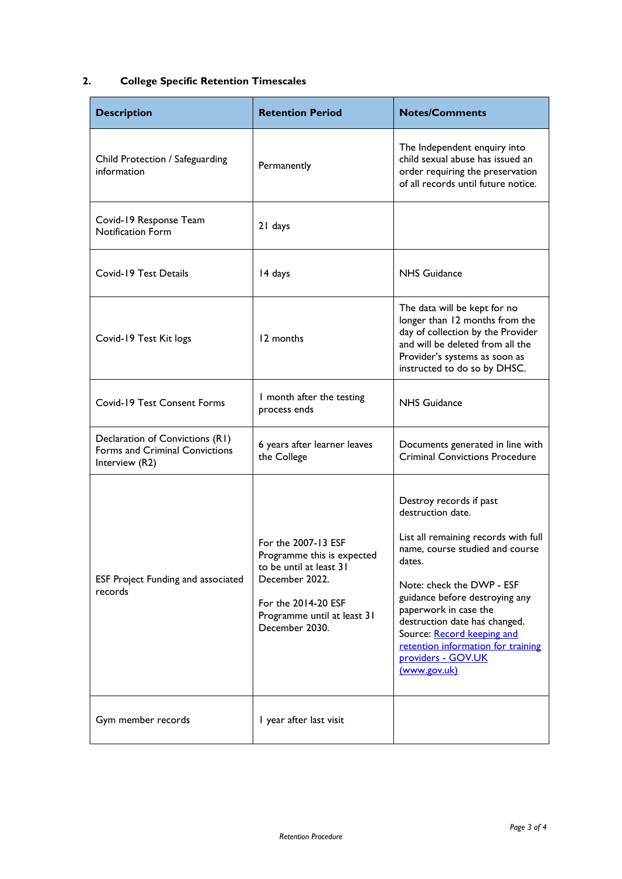## 2. College Specific Retention Timescales

| Description | Retention Period | Notes/Comments |
|---|---|---|
| Child Protection / Safeguarding information | Permanently | The Independent enquiry into child sexual abuse has issued an order requiring the preservation of all records until future notice. |
| Covid-19 Response Team Notification Form | 21 days | |
| Covid-19 Test Details | 14 days | NHS Guidance |
| Covid-19 Test Kit logs | 12 months | The data will be kept for no longer than 12 months from the day of collection by the Provider and will be deleted from all the Provider's systems as soon as instructed to do so by DHSC. |
| Covid-19 Test Consent Forms | 1 month after the testing process ends | NHS Guidance |
| Declaration of Convictions (R1) Forms and Criminal Convictions Interview (R2) | 6 years after learner leaves the College | Documents generated in line with Criminal Convictions Procedure |
| ESF Project Funding and associated records | For the 2007-13 ESF Programme this is expected to be until at least 31 December 2022.<br><br>For the 2014-20 ESF Programme until at least 31 December 2030. | Destroy records if past destruction date.<br><br>List all remaining records with full name, course studied and course dates.<br><br>Note: check the DWP - ESF guidance before destroying any paperwork in case the destruction date has changed. Source: Record keeping and retention information for training providers - GOV.UK (www.gov.uk) |
| Gym member records | 1 year after last visit | |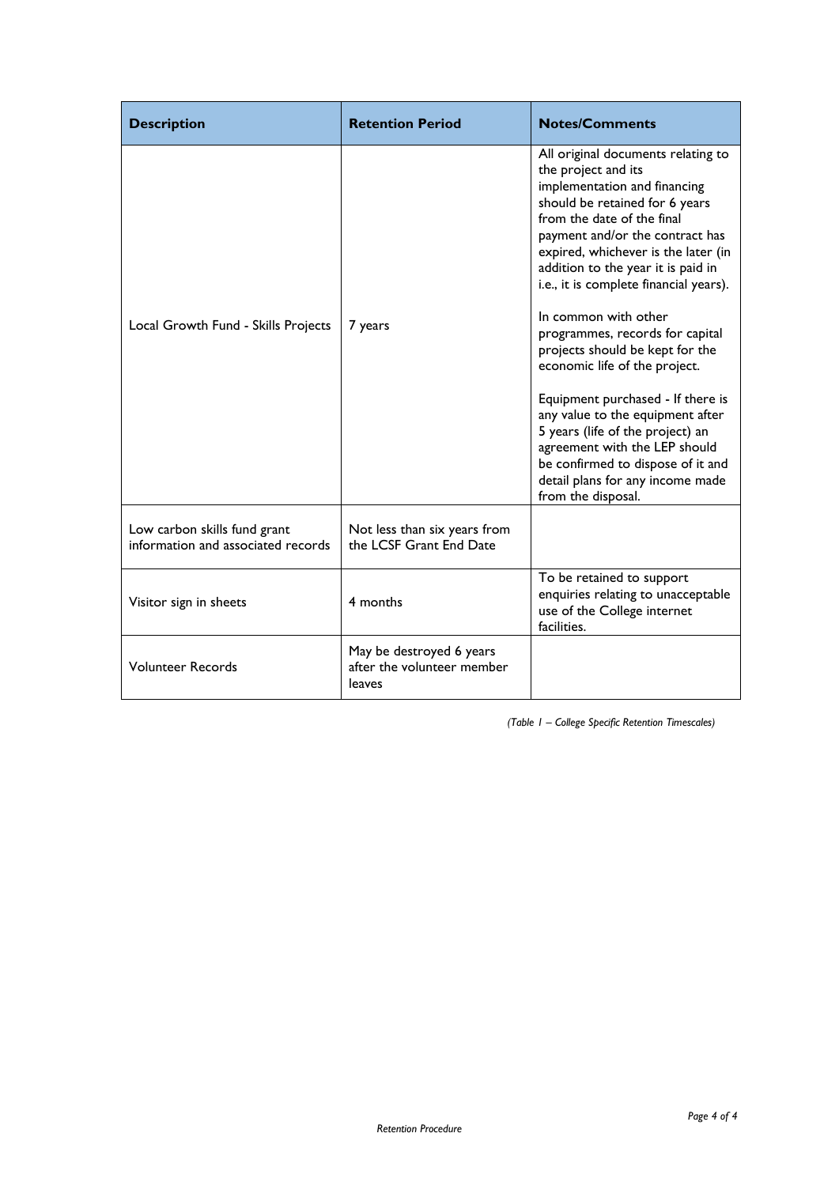| Description | Retention Period | Notes/Comments |
|---|---|---|
| Local Growth Fund - Skills Projects | 7 years | All original documents relating to the project and its implementation and financing should be retained for 6 years from the date of the final payment and/or the contract has expired, whichever is the later (in addition to the year it is paid in i.e., it is complete financial years).<br><br>In common with other programmes, records for capital projects should be kept for the economic life of the project.<br><br>Equipment purchased - If there is any value to the equipment after 5 years (life of the project) an agreement with the LEP should be confirmed to dispose of it and detail plans for any income made from the disposal. |
| Low carbon skills fund grant information and associated records | Not less than six years from the LCSF Grant End Date | |
| Visitor sign in sheets | 4 months | To be retained to support enquiries relating to unacceptable use of the College internet facilities. |
| Volunteer Records | May be destroyed 6 years after the volunteer member leaves | |

*(Table 1 – College Specific Retention Timescales)*